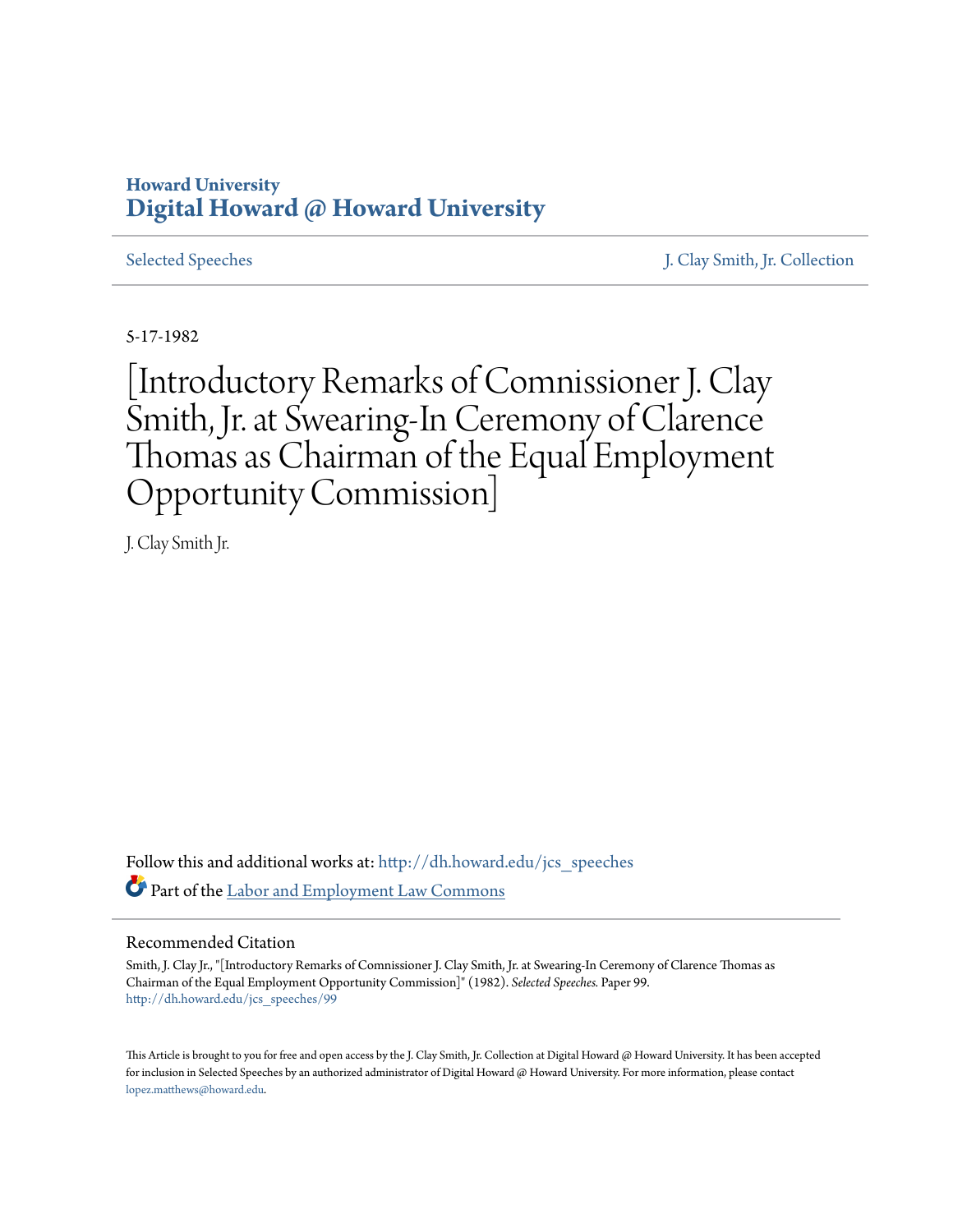Howard University
**Digital Howard @ Howard University**

Selected Speeches | J. Clay Smith, Jr. Collection

5-17-1982

# [Introductory Remarks of Comnissioner J. Clay Smith, Jr. at Swearing-In Ceremony of Clarence Thomas as Chairman of the Equal Employment Opportunity Commission]

J. Clay Smith Jr.

Follow this and additional works at: http://dh.howard.edu/jcs_speeches

Part of the Labor and Employment Law Commons

## Recommended Citation

Smith, J. Clay Jr., "[Introductory Remarks of Comnissioner J. Clay Smith, Jr. at Swearing-In Ceremony of Clarence Thomas as Chairman of the Equal Employment Opportunity Commission]" (1982). *Selected Speeches.* Paper 99.
http://dh.howard.edu/jcs_speeches/99

This Article is brought to you for free and open access by the J. Clay Smith, Jr. Collection at Digital Howard @ Howard University. It has been accepted for inclusion in Selected Speeches by an authorized administrator of Digital Howard @ Howard University. For more information, please contact lopez.matthews@howard.edu.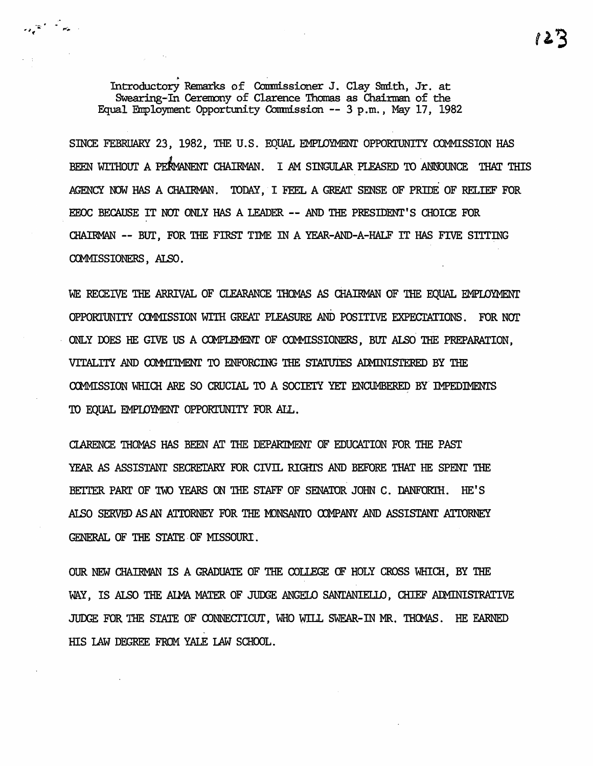Introductory Remarks of Commissioner J. Clay Smith, Jr. at Swearing-In Ceremony of Clarence Thomas as Chairman of the Equal Employment Opportunity Commission -- 3 p.m., May 17, 1982

SINCE FEBRUARY 23, 1982, THE U.S. EQUAL EMPLOYMENT OPPORTUNITY COMMISSION HAS BEEN WITHOUT A PERMANENT CHAIRMAN. I AM SINGULAR PLEASED TO ANNOUNCE THAT THIS AGENCY NOW HAS A CHAIRMAN. TODAY, I FEEL A GREAT SENSE OF PRIDE OF RELIEF FOR EEOC BECAUSE IT NOT ONLY HAS A LEADER -- AND THE PRESIDENT'S CHOICE FOR CHAIRMAN -- BUT, FOR THE FIRST TIME IN A YEAR-AND-A-HALF IT HAS FIVE SITTING COMMISSIONERS, ALSO.

WE RECEIVE THE ARRIVAL OF CLEARANCE THOMAS AS CHAIRMAN OF THE EQUAL EMPLOYMENT OPPORTUNITY COMMISSION WITH GREAT PLEASURE AND POSITIVE EXPECTATIONS. FOR NOT ONLY DOES HE GIVE US A COMPLEMENT OF COMMISSIONERS, BUT ALSO THE PREPARATION, VITALITY AND COMMITMENT TO ENFORCING THE STATUTES ADMINISTERED BY THE COMMISSION WHICH ARE SO CRUCIAL TO A SOCIETY YET ENCUMBERED BY IMPEDIMENTS TO EQUAL EMPLOYMENT OPPORTUNITY FOR ALL.

CLARENCE THOMAS HAS BEEN AT THE DEPARTMENT OF EDUCATION FOR THE PAST YEAR AS ASSISTANT SECRETARY FOR CIVIL RIGHTS AND BEFORE THAT HE SPENT THE BETTER PART OF TWO YEARS ON THE STAFF OF SENATOR JOHN C. DANFORTH. HE'S ALSO SERVED AS AN ATTORNEY FOR THE MONSANTO COMPANY AND ASSISTANT ATTORNEY GENERAL OF THE STATE OF MISSOURI.

OUR NEW CHAIRMAN IS A GRADUATE OF THE COLLEGE OF HOLY CROSS WHICH, BY THE WAY, IS ALSO THE ALMA MATER OF JUDGE ANGELO SANTANIELLO, CHIEF ADMINISTRATIVE JUDGE FOR THE STATE OF CONNECTICUT, WHO WILL SWEAR-IN MR. THOMAS. HE EARNED HIS LAW DEGREE FROM YALE LAW SCHOOL.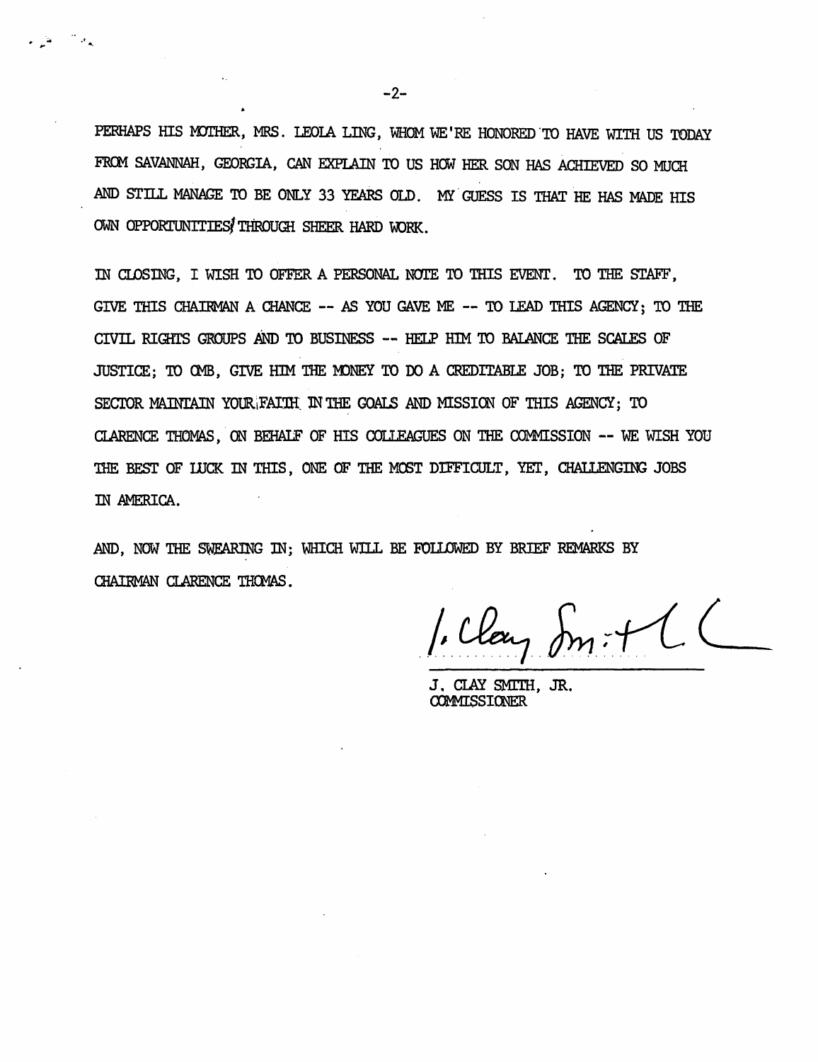PERHAPS HIS MOTHER, MRS. LEOLA LING, WHOM WE'RE HONORED TO HAVE WITH US TODAY FROM SAVANNAH, GEORGIA, CAN EXPLAIN TO US HOW HER SON HAS ACHIEVED SO MUCH AND STILL MANAGE TO BE ONLY 33 YEARS OLD. MY GUESS IS THAT HE HAS MADE HIS OWN OPPORTUNITIES THROUGH SHEER HARD WORK.

IN CLOSING, I WISH TO OFFER A PERSONAL NOTE TO THIS EVENT. TO THE STAFF, GIVE THIS CHAIRMAN A CHANCE -- AS YOU GAVE ME -- TO LEAD THIS AGENCY; TO THE CIVIL RIGHTS GROUPS AND TO BUSINESS -- HELP HIM TO BALANCE THE SCALES OF JUSTICE; TO OMB, GIVE HIM THE MONEY TO DO A CREDITABLE JOB; TO THE PRIVATE SECTOR MAINTAIN YOUR FAITH IN THE GOALS AND MISSION OF THIS AGENCY; TO CLARENCE THOMAS, ON BEHALF OF HIS COLLEAGUES ON THE COMMISSION -- WE WISH YOU THE BEST OF LUCK IN THIS, ONE OF THE MOST DIFFICULT, YET, CHALLENGING JOBS IN AMERICA.

AND, NOW THE SWEARING IN; WHICH WILL BE FOLLOWED BY BRIEF REMARKS BY CHAIRMAN CLARENCE THOMAS.

J. Clay Smith

J. CLAY SMITH, JR.
COMMISSIONER